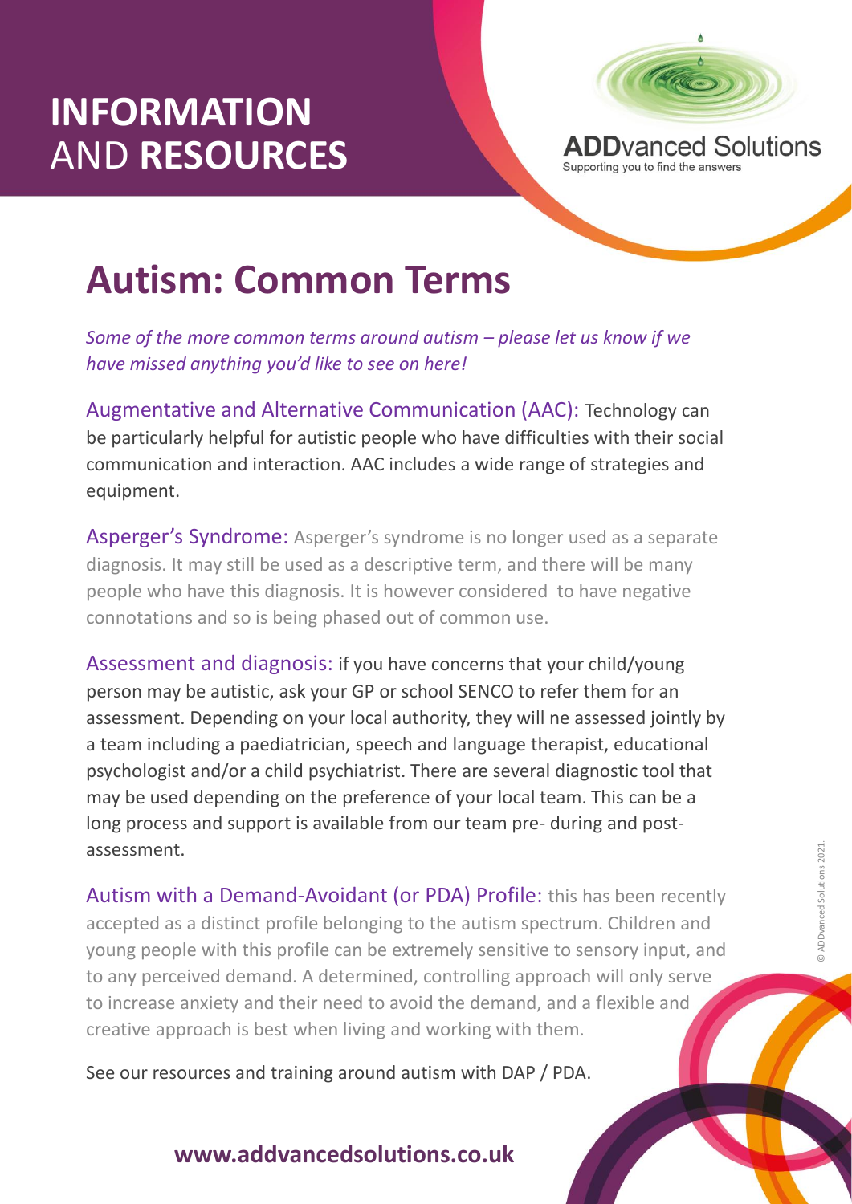# INFORMATION AND RESOURCES

**ADDvanced Solutions**
Supporting you to find the answers

## Autism: Common Terms

*Some of the more common terms around autism – please let us know if we have missed anything you'd like to see on here!*

Augmentative and Alternative Communication (AAC): Technology can be particularly helpful for autistic people who have difficulties with their social communication and interaction. AAC includes a wide range of strategies and equipment.

Asperger's Syndrome: Asperger's syndrome is no longer used as a separate diagnosis. It may still be used as a descriptive term, and there will be many people who have this diagnosis. It is however considered to have negative connotations and so is being phased out of common use.

Assessment and diagnosis: if you have concerns that your child/young person may be autistic, ask your GP or school SENCO to refer them for an assessment. Depending on your local authority, they will ne assessed jointly by a team including a paediatrician, speech and language therapist, educational psychologist and/or a child psychiatrist. There are several diagnostic tool that may be used depending on the preference of your local team. This can be a long process and support is available from our team pre- during and post-assessment.

Autism with a Demand-Avoidant (or PDA) Profile: this has been recently accepted as a distinct profile belonging to the autism spectrum. Children and young people with this profile can be extremely sensitive to sensory input, and to any perceived demand. A determined, controlling approach will only serve to increase anxiety and their need to avoid the demand, and a flexible and creative approach is best when living and working with them.

See our resources and training around autism with DAP / PDA.

**www.addvancedsolutions.co.uk**

© ADDvanced Solutions 2021.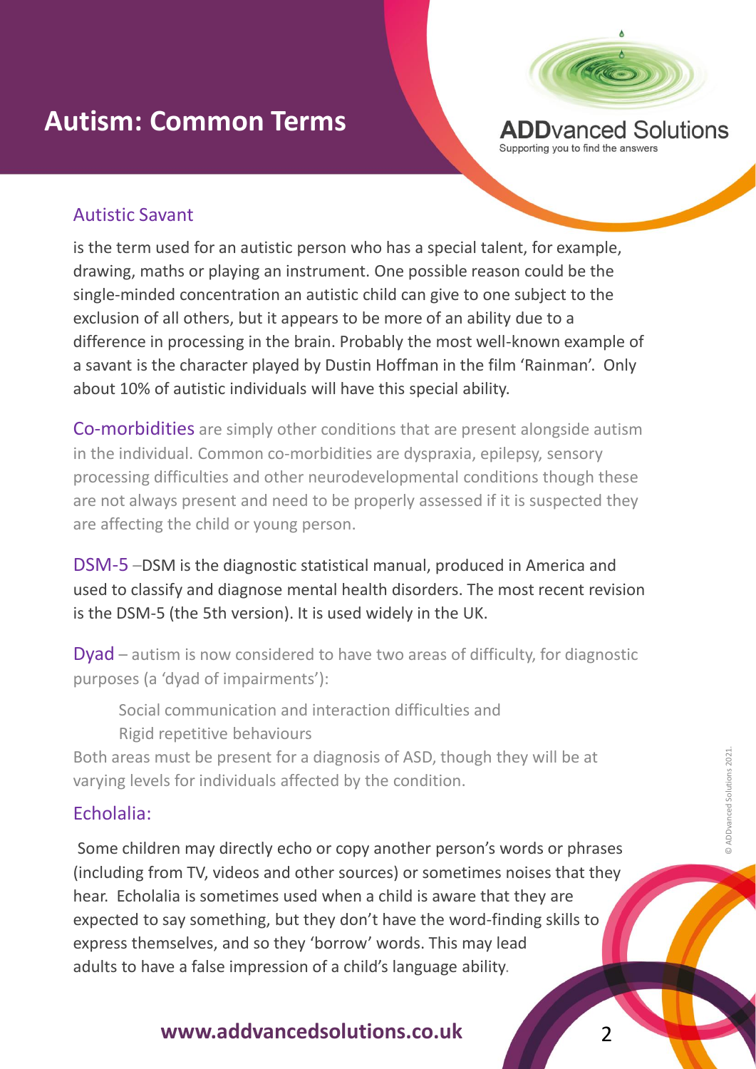# Autism: Common Terms

ADDvanced Solutions
Supporting you to find the answers

### Autistic Savant

is the term used for an autistic person who has a special talent, for example, drawing, maths or playing an instrument. One possible reason could be the single-minded concentration an autistic child can give to one subject to the exclusion of all others, but it appears to be more of an ability due to a difference in processing in the brain. Probably the most well-known example of a savant is the character played by Dustin Hoffman in the film 'Rainman'. Only about 10% of autistic individuals will have this special ability.

**Co-morbidities** are simply other conditions that are present alongside autism in the individual. Common co-morbidities are dyspraxia, epilepsy, sensory processing difficulties and other neurodevelopmental conditions though these are not always present and need to be properly assessed if it is suspected they are affecting the child or young person.

**DSM-5** –DSM is the diagnostic statistical manual, produced in America and used to classify and diagnose mental health disorders. The most recent revision is the DSM-5 (the 5th version). It is used widely in the UK.

**Dyad** – autism is now considered to have two areas of difficulty, for diagnostic purposes (a 'dyad of impairments'):

- Social communication and interaction difficulties and
- Rigid repetitive behaviours

Both areas must be present for a diagnosis of ASD, though they will be at varying levels for individuals affected by the condition.

### Echolalia:

Some children may directly echo or copy another person's words or phrases (including from TV, videos and other sources) or sometimes noises that they hear. Echolalia is sometimes used when a child is aware that they are expected to say something, but they don't have the word-finding skills to express themselves, and so they 'borrow' words. This may lead adults to have a false impression of a child's language ability.

www.addvancedsolutions.co.uk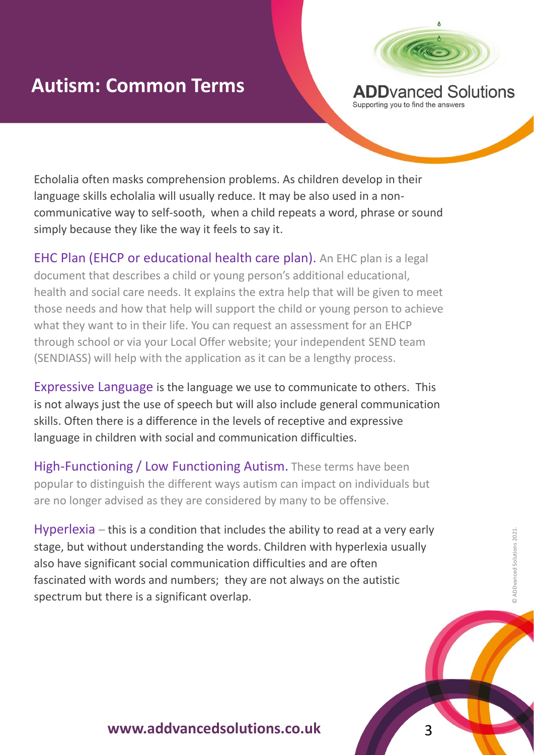# Autism: Common Terms

Echolalia often masks comprehension problems. As children develop in their language skills echolalia will usually reduce. It may be also used in a non-communicative way to self-sooth, when a child repeats a word, phrase or sound simply because they like the way it feels to say it.

EHC Plan (EHCP or educational health care plan). An EHC plan is a legal document that describes a child or young person's additional educational, health and social care needs. It explains the extra help that will be given to meet those needs and how that help will support the child or young person to achieve what they want to in their life. You can request an assessment for an EHCP through school or via your Local Offer website; your independent SEND team (SENDIASS) will help with the application as it can be a lengthy process.

Expressive Language is the language we use to communicate to others. This is not always just the use of speech but will also include general communication skills. Often there is a difference in the levels of receptive and expressive language in children with social and communication difficulties.

High-Functioning / Low Functioning Autism. These terms have been popular to distinguish the different ways autism can impact on individuals but are no longer advised as they are considered by many to be offensive.

Hyperlexia – this is a condition that includes the ability to read at a very early stage, but without understanding the words. Children with hyperlexia usually also have significant social communication difficulties and are often fascinated with words and numbers; they are not always on the autistic spectrum but there is a significant overlap.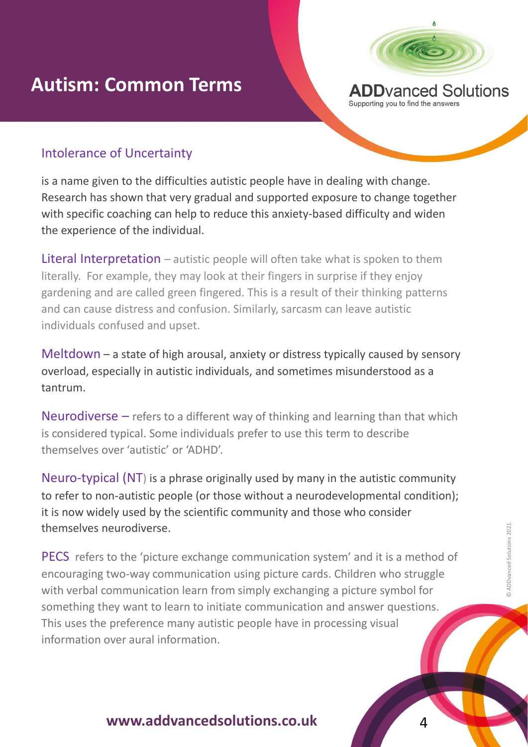# Autism: Common Terms

ADDvanced Solutions
Supporting you to find the answers

## Intolerance of Uncertainty

is a name given to the difficulties autistic people have in dealing with change. Research has shown that very gradual and supported exposure to change together with specific coaching can help to reduce this anxiety-based difficulty and widen the experience of the individual.

**Literal Interpretation** – autistic people will often take what is spoken to them literally. For example, they may look at their fingers in surprise if they enjoy gardening and are called green fingered. This is a result of their thinking patterns and can cause distress and confusion. Similarly, sarcasm can leave autistic individuals confused and upset.

**Meltdown** – a state of high arousal, anxiety or distress typically caused by sensory overload, especially in autistic individuals, and sometimes misunderstood as a tantrum.

**Neurodiverse** – refers to a different way of thinking and learning than that which is considered typical. Some individuals prefer to use this term to describe themselves over 'autistic' or 'ADHD'.

**Neuro-typical (NT)** is a phrase originally used by many in the autistic community to refer to non-autistic people (or those without a neurodevelopmental condition); it is now widely used by the scientific community and those who consider themselves neurodiverse.

**PECS** refers to the 'picture exchange communication system' and it is a method of encouraging two-way communication using picture cards. Children who struggle with verbal communication learn from simply exchanging a picture symbol for something they want to learn to initiate communication and answer questions. This uses the preference many autistic people have in processing visual information over aural information.

© ADDvanced Solutions 2021.

www.addvancedsolutions.co.uk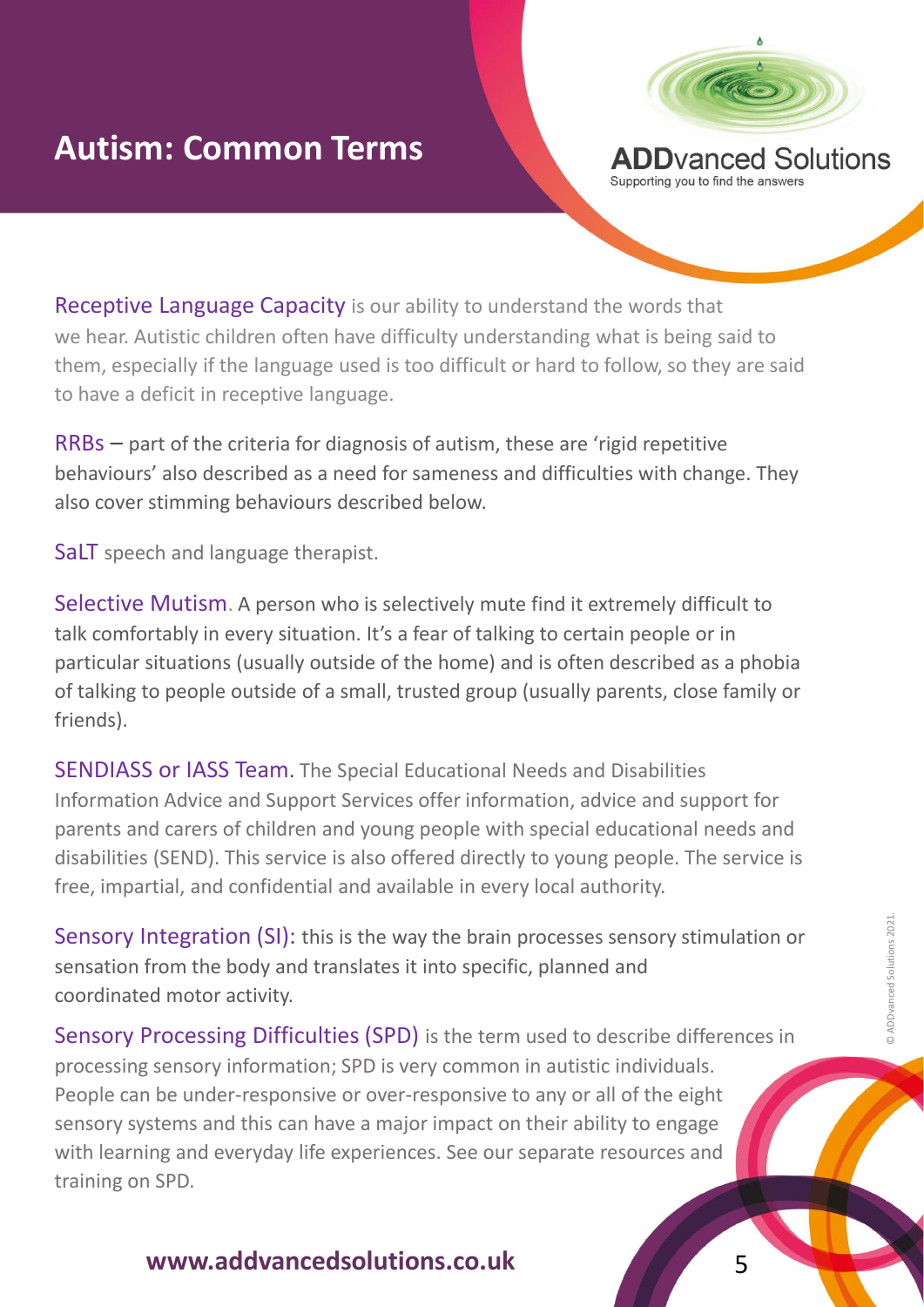# Autism: Common Terms

ADDvanced Solutions
Supporting you to find the answers

**Receptive Language Capacity** is our ability to understand the words that we hear. Autistic children often have difficulty understanding what is being said to them, especially if the language used is too difficult or hard to follow, so they are said to have a deficit in receptive language.

**RRBs** – part of the criteria for diagnosis of autism, these are 'rigid repetitive behaviours' also described as a need for sameness and difficulties with change. They also cover stimming behaviours described below.

**SaLT** speech and language therapist.

**Selective Mutism**. A person who is selectively mute find it extremely difficult to talk comfortably in every situation. It's a fear of talking to certain people or in particular situations (usually outside of the home) and is often described as a phobia of talking to people outside of a small, trusted group (usually parents, close family or friends).

**SENDIASS or IASS Team**. The Special Educational Needs and Disabilities Information Advice and Support Services offer information, advice and support for parents and carers of children and young people with special educational needs and disabilities (SEND). This service is also offered directly to young people. The service is free, impartial, and confidential and available in every local authority.

**Sensory Integration (SI):** this is the way the brain processes sensory stimulation or sensation from the body and translates it into specific, planned and coordinated motor activity.

**Sensory Processing Difficulties (SPD)** is the term used to describe differences in processing sensory information; SPD is very common in autistic individuals. People can be under-responsive or over-responsive to any or all of the eight sensory systems and this can have a major impact on their ability to engage with learning and everyday life experiences. See our separate resources and training on SPD.

© ADDvanced Solutions 2021.

**www.addvancedsolutions.co.uk**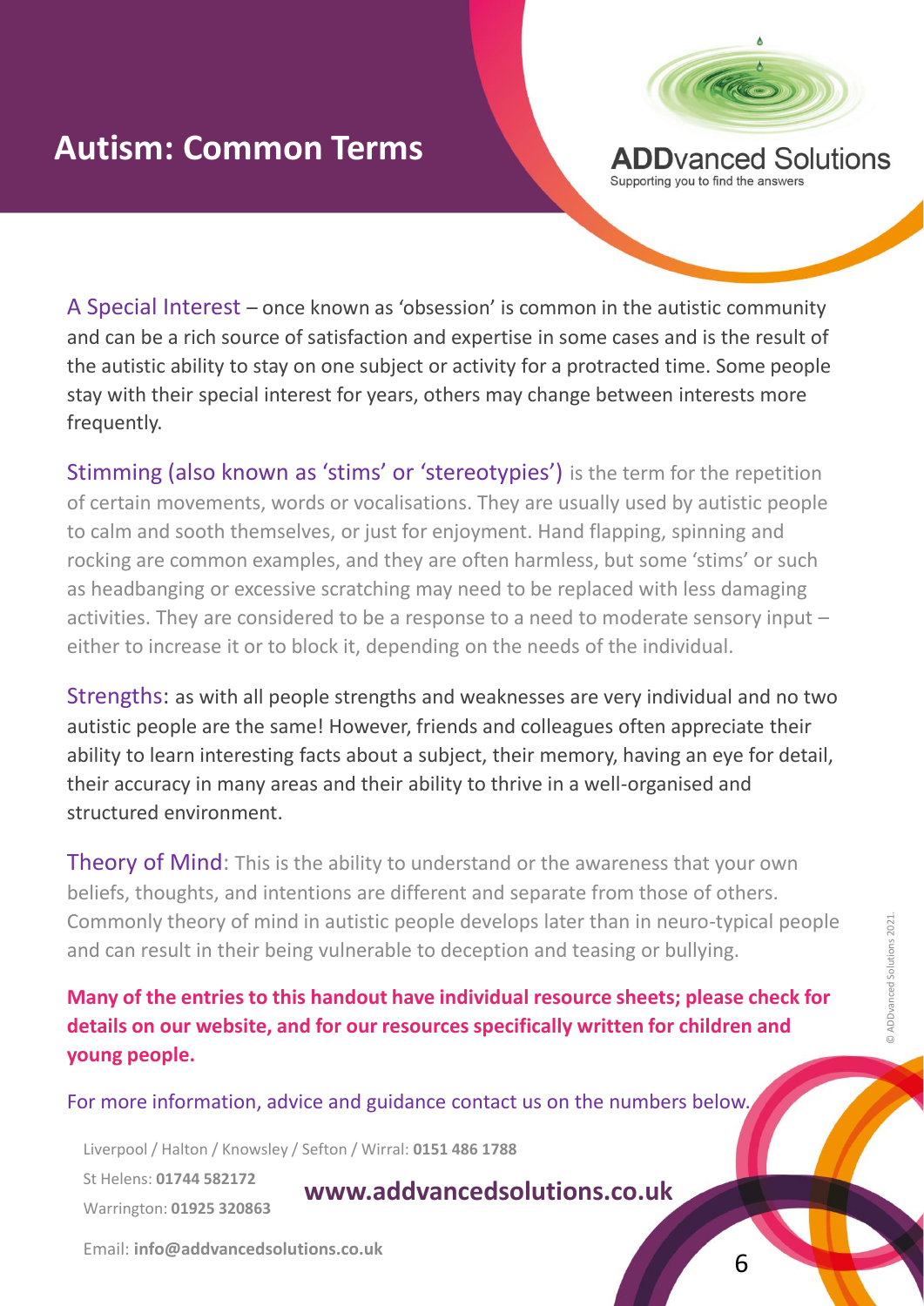# Autism: Common Terms

**ADDvanced Solutions**
Supporting you to find the answers

A Special Interest – once known as 'obsession' is common in the autistic community and can be a rich source of satisfaction and expertise in some cases and is the result of the autistic ability to stay on one subject or activity for a protracted time. Some people stay with their special interest for years, others may change between interests more frequently.

Stimming (also known as 'stims' or 'stereotypies') is the term for the repetition of certain movements, words or vocalisations. They are usually used by autistic people to calm and sooth themselves, or just for enjoyment. Hand flapping, spinning and rocking are common examples, and they are often harmless, but some 'stims' or such as headbanging or excessive scratching may need to be replaced with less damaging activities. They are considered to be a response to a need to moderate sensory input – either to increase it or to block it, depending on the needs of the individual.

Strengths: as with all people strengths and weaknesses are very individual and no two autistic people are the same! However, friends and colleagues often appreciate their ability to learn interesting facts about a subject, their memory, having an eye for detail, their accuracy in many areas and their ability to thrive in a well-organised and structured environment.

Theory of Mind: This is the ability to understand or the awareness that your own beliefs, thoughts, and intentions are different and separate from those of others. Commonly theory of mind in autistic people develops later than in neuro-typical people and can result in their being vulnerable to deception and teasing or bullying.

**Many of the entries to this handout have individual resource sheets; please check for details on our website, and for our resources specifically written for children and young people.**

For more information, advice and guidance contact us on the numbers below.

Liverpool / Halton / Knowsley / Sefton / Wirral: **0151 486 1788**

St Helens: **01744 582172**

Warrington: **01925 320863**

**www.addvancedsolutions.co.uk**

Email: **info@addvancedsolutions.co.uk**

© ADDvanced Solutions 2021.